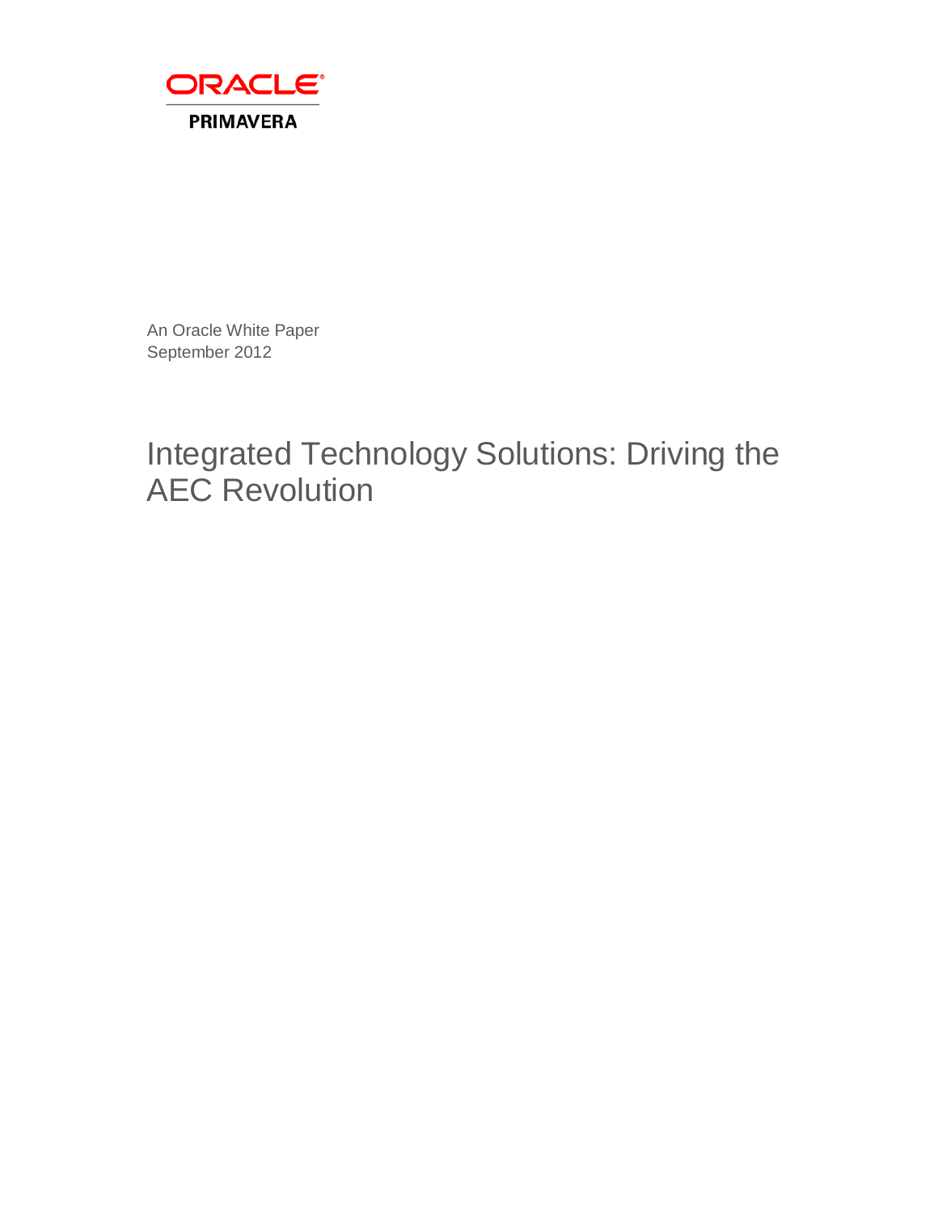ORACLE

PRIMAVERA

An Oracle White Paper
September 2012

# Integrated Technology Solutions: Driving the AEC Revolution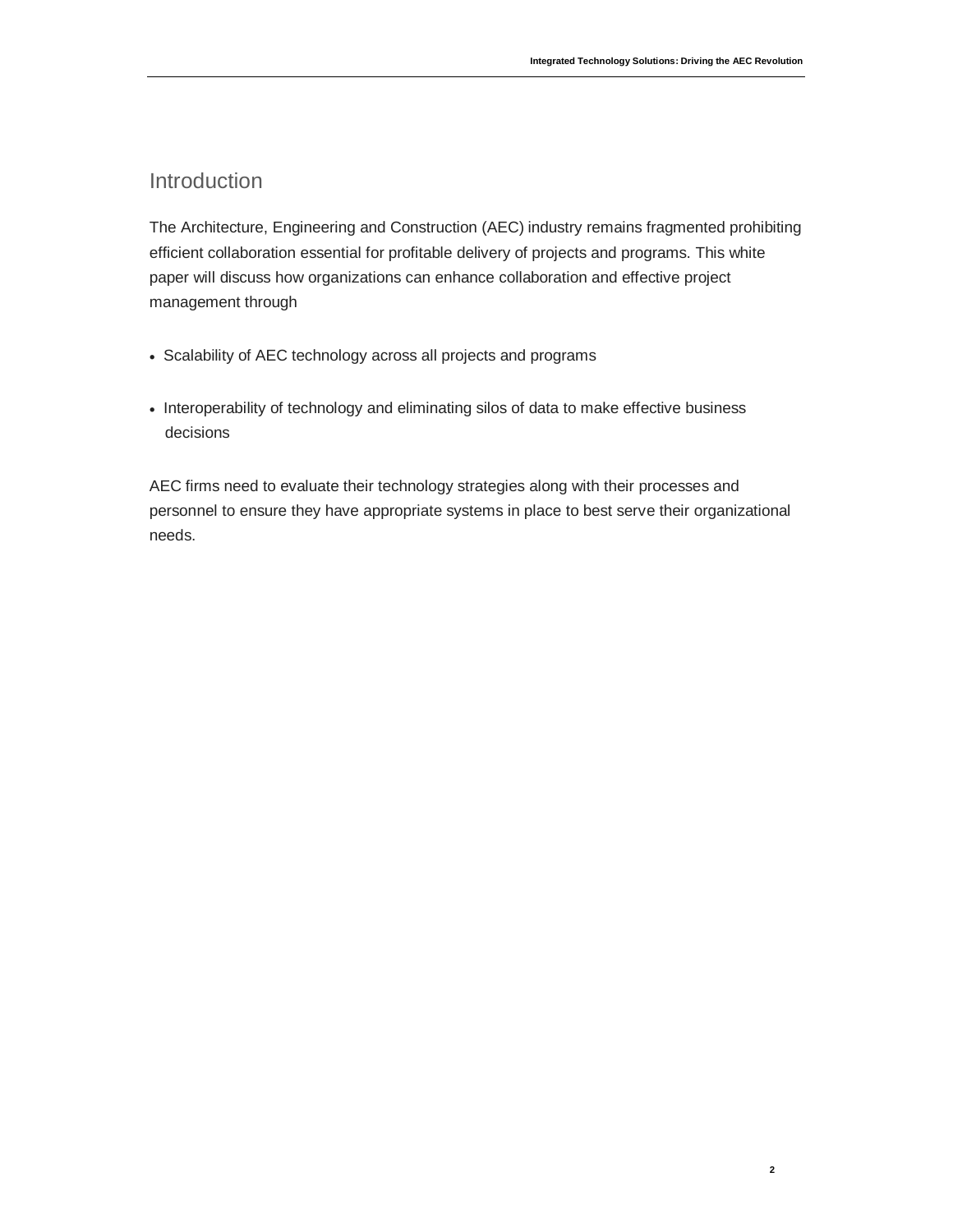## Introduction

The Architecture, Engineering and Construction (AEC) industry remains fragmented prohibiting efficient collaboration essential for profitable delivery of projects and programs. This white paper will discuss how organizations can enhance collaboration and effective project management through

- Scalability of AEC technology across all projects and programs
- Interoperability of technology and eliminating silos of data to make effective business decisions

AEC firms need to evaluate their technology strategies along with their processes and personnel to ensure they have appropriate systems in place to best serve their organizational needs.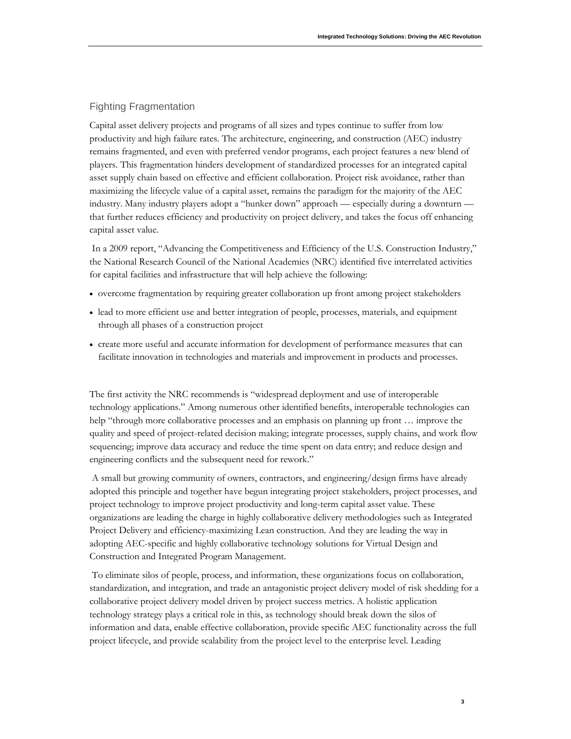## Fighting Fragmentation

Capital asset delivery projects and programs of all sizes and types continue to suffer from low productivity and high failure rates. The architecture, engineering, and construction (AEC) industry remains fragmented, and even with preferred vendor programs, each project features a new blend of players. This fragmentation hinders development of standardized processes for an integrated capital asset supply chain based on effective and efficient collaboration. Project risk avoidance, rather than maximizing the lifecycle value of a capital asset, remains the paradigm for the majority of the AEC industry. Many industry players adopt a "hunker down" approach — especially during a downturn — that further reduces efficiency and productivity on project delivery, and takes the focus off enhancing capital asset value.

In a 2009 report, "Advancing the Competitiveness and Efficiency of the U.S. Construction Industry," the National Research Council of the National Academies (NRC) identified five interrelated activities for capital facilities and infrastructure that will help achieve the following:

- overcome fragmentation by requiring greater collaboration up front among project stakeholders
- lead to more efficient use and better integration of people, processes, materials, and equipment through all phases of a construction project
- create more useful and accurate information for development of performance measures that can facilitate innovation in technologies and materials and improvement in products and processes.

The first activity the NRC recommends is "widespread deployment and use of interoperable technology applications." Among numerous other identified benefits, interoperable technologies can help "through more collaborative processes and an emphasis on planning up front … improve the quality and speed of project-related decision making; integrate processes, supply chains, and work flow sequencing; improve data accuracy and reduce the time spent on data entry; and reduce design and engineering conflicts and the subsequent need for rework."

A small but growing community of owners, contractors, and engineering/design firms have already adopted this principle and together have begun integrating project stakeholders, project processes, and project technology to improve project productivity and long-term capital asset value. These organizations are leading the charge in highly collaborative delivery methodologies such as Integrated Project Delivery and efficiency-maximizing Lean construction. And they are leading the way in adopting AEC-specific and highly collaborative technology solutions for Virtual Design and Construction and Integrated Program Management.

To eliminate silos of people, process, and information, these organizations focus on collaboration, standardization, and integration, and trade an antagonistic project delivery model of risk shedding for a collaborative project delivery model driven by project success metrics. A holistic application technology strategy plays a critical role in this, as technology should break down the silos of information and data, enable effective collaboration, provide specific AEC functionality across the full project lifecycle, and provide scalability from the project level to the enterprise level. Leading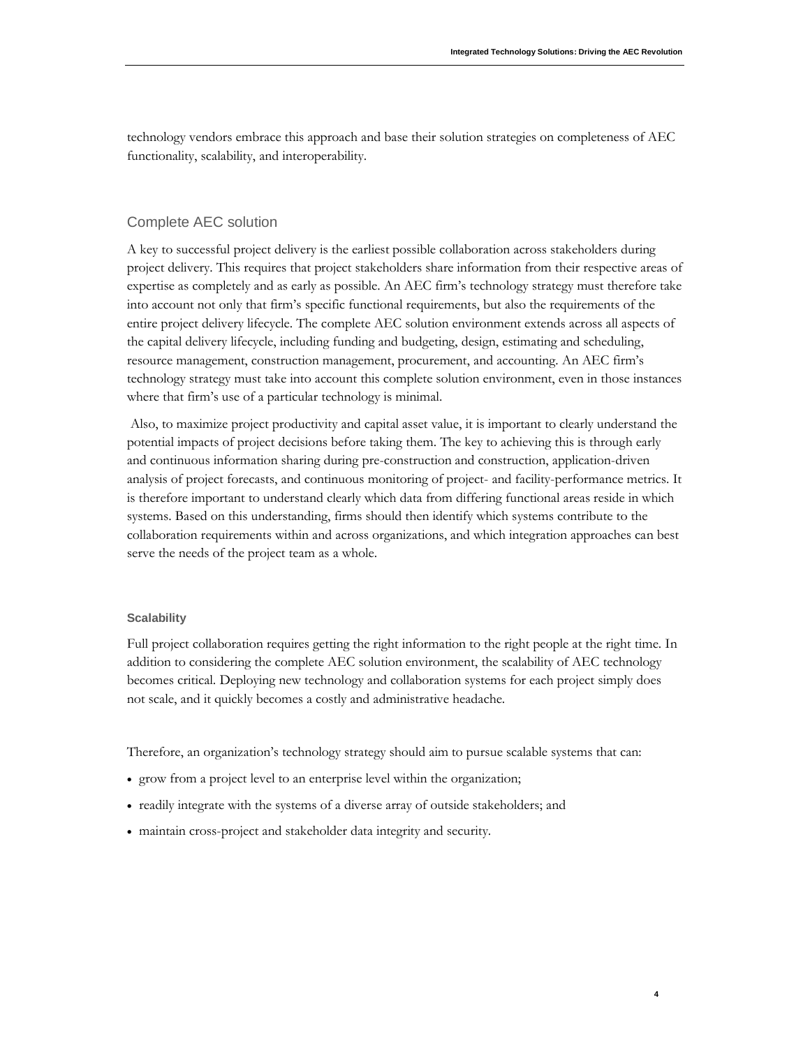technology vendors embrace this approach and base their solution strategies on completeness of AEC functionality, scalability, and interoperability.

## Complete AEC solution

A key to successful project delivery is the earliest possible collaboration across stakeholders during project delivery. This requires that project stakeholders share information from their respective areas of expertise as completely and as early as possible. An AEC firm's technology strategy must therefore take into account not only that firm's specific functional requirements, but also the requirements of the entire project delivery lifecycle. The complete AEC solution environment extends across all aspects of the capital delivery lifecycle, including funding and budgeting, design, estimating and scheduling, resource management, construction management, procurement, and accounting. An AEC firm's technology strategy must take into account this complete solution environment, even in those instances where that firm's use of a particular technology is minimal.

Also, to maximize project productivity and capital asset value, it is important to clearly understand the potential impacts of project decisions before taking them. The key to achieving this is through early and continuous information sharing during pre-construction and construction, application-driven analysis of project forecasts, and continuous monitoring of project- and facility-performance metrics. It is therefore important to understand clearly which data from differing functional areas reside in which systems. Based on this understanding, firms should then identify which systems contribute to the collaboration requirements within and across organizations, and which integration approaches can best serve the needs of the project team as a whole.

### Scalability

Full project collaboration requires getting the right information to the right people at the right time. In addition to considering the complete AEC solution environment, the scalability of AEC technology becomes critical. Deploying new technology and collaboration systems for each project simply does not scale, and it quickly becomes a costly and administrative headache.

Therefore, an organization's technology strategy should aim to pursue scalable systems that can:

- grow from a project level to an enterprise level within the organization;
- readily integrate with the systems of a diverse array of outside stakeholders; and
- maintain cross-project and stakeholder data integrity and security.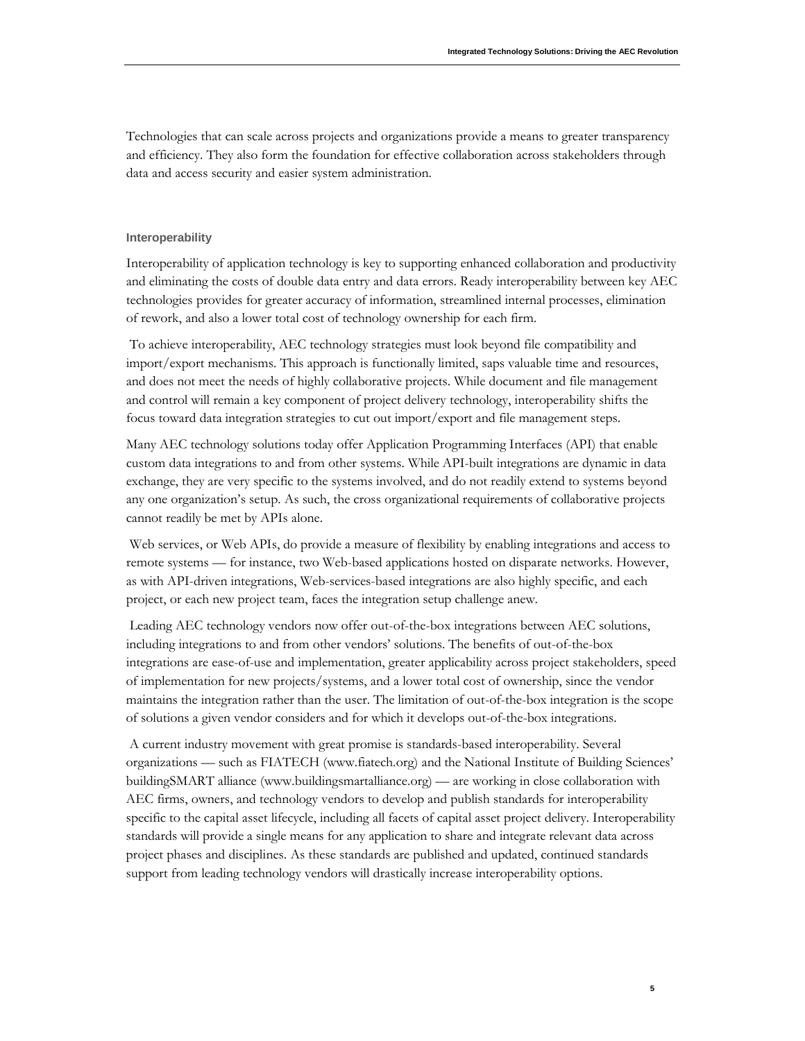Technologies that can scale across projects and organizations provide a means to greater transparency and efficiency. They also form the foundation for effective collaboration across stakeholders through data and access security and easier system administration.

### Interoperability

Interoperability of application technology is key to supporting enhanced collaboration and productivity and eliminating the costs of double data entry and data errors. Ready interoperability between key AEC technologies provides for greater accuracy of information, streamlined internal processes, elimination of rework, and also a lower total cost of technology ownership for each firm.

To achieve interoperability, AEC technology strategies must look beyond file compatibility and import/export mechanisms. This approach is functionally limited, saps valuable time and resources, and does not meet the needs of highly collaborative projects. While document and file management and control will remain a key component of project delivery technology, interoperability shifts the focus toward data integration strategies to cut out import/export and file management steps.

Many AEC technology solutions today offer Application Programming Interfaces (API) that enable custom data integrations to and from other systems. While API-built integrations are dynamic in data exchange, they are very specific to the systems involved, and do not readily extend to systems beyond any one organization's setup. As such, the cross organizational requirements of collaborative projects cannot readily be met by APIs alone.

Web services, or Web APIs, do provide a measure of flexibility by enabling integrations and access to remote systems — for instance, two Web-based applications hosted on disparate networks. However, as with API-driven integrations, Web-services-based integrations are also highly specific, and each project, or each new project team, faces the integration setup challenge anew.

Leading AEC technology vendors now offer out-of-the-box integrations between AEC solutions, including integrations to and from other vendors' solutions. The benefits of out-of-the-box integrations are ease-of-use and implementation, greater applicability across project stakeholders, speed of implementation for new projects/systems, and a lower total cost of ownership, since the vendor maintains the integration rather than the user. The limitation of out-of-the-box integration is the scope of solutions a given vendor considers and for which it develops out-of-the-box integrations.

A current industry movement with great promise is standards-based interoperability. Several organizations — such as FIATECH (www.fiatech.org) and the National Institute of Building Sciences' buildingSMART alliance (www.buildingsmartalliance.org) — are working in close collaboration with AEC firms, owners, and technology vendors to develop and publish standards for interoperability specific to the capital asset lifecycle, including all facets of capital asset project delivery. Interoperability standards will provide a single means for any application to share and integrate relevant data across project phases and disciplines. As these standards are published and updated, continued standards support from leading technology vendors will drastically increase interoperability options.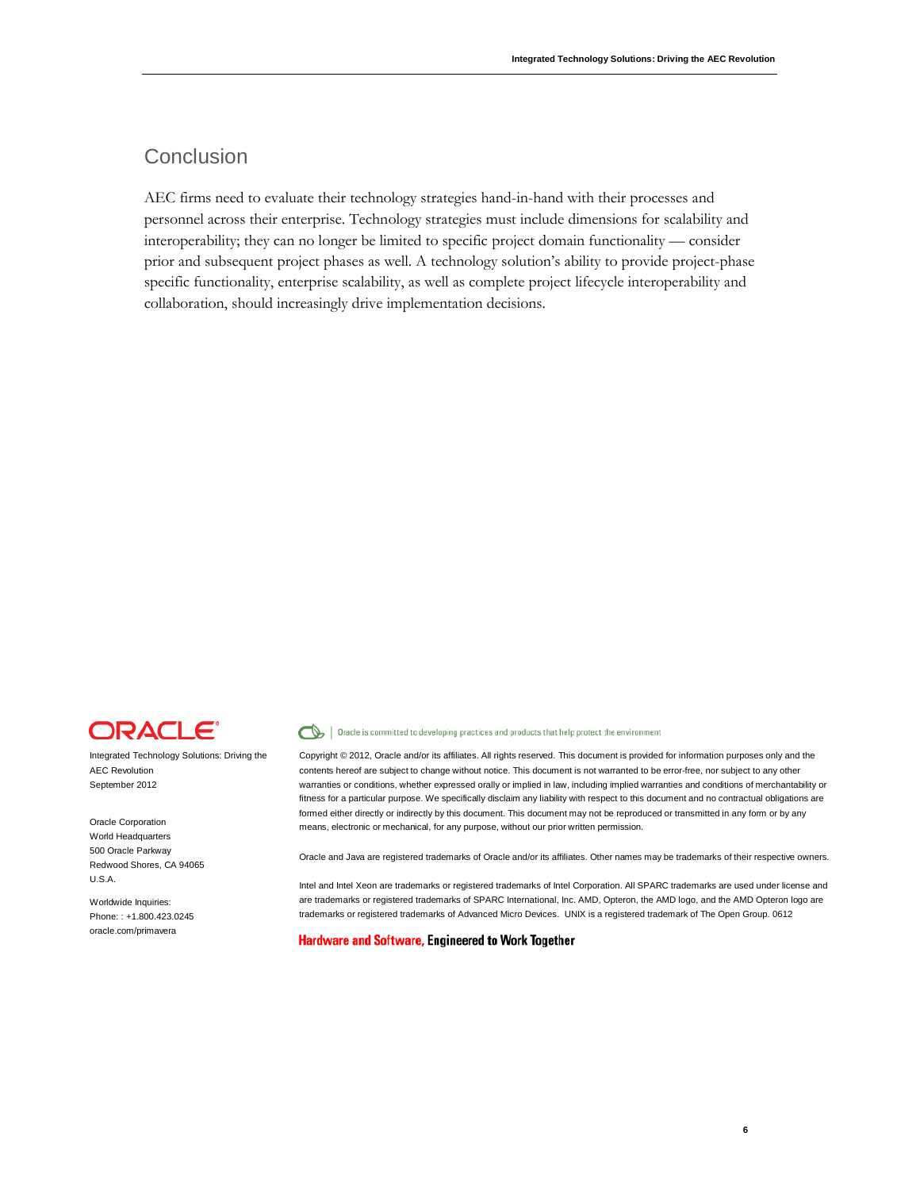## Conclusion

AEC firms need to evaluate their technology strategies hand-in-hand with their processes and personnel across their enterprise. Technology strategies must include dimensions for scalability and interoperability; they can no longer be limited to specific project domain functionality — consider prior and subsequent project phases as well. A technology solution's ability to provide project-phase specific functionality, enterprise scalability, as well as complete project lifecycle interoperability and collaboration, should increasingly drive implementation decisions.

ORACLE

Integrated Technology Solutions: Driving the AEC Revolution
September 2012

Oracle Corporation
World Headquarters
500 Oracle Parkway
Redwood Shores, CA 94065
U.S.A.

Worldwide Inquiries:
Phone: : +1.800.423.0245
oracle.com/primavera

Oracle is committed to developing practices and products that help protect the environment

Copyright © 2012, Oracle and/or its affiliates. All rights reserved. This document is provided for information purposes only and the contents hereof are subject to change without notice. This document is not warranted to be error-free, nor subject to any other warranties or conditions, whether expressed orally or implied in law, including implied warranties and conditions of merchantability or fitness for a particular purpose. We specifically disclaim any liability with respect to this document and no contractual obligations are formed either directly or indirectly by this document. This document may not be reproduced or transmitted in any form or by any means, electronic or mechanical, for any purpose, without our prior written permission.

Oracle and Java are registered trademarks of Oracle and/or its affiliates. Other names may be trademarks of their respective owners.

Intel and Intel Xeon are trademarks or registered trademarks of Intel Corporation. All SPARC trademarks are used under license and are trademarks or registered trademarks of SPARC International, Inc. AMD, Opteron, the AMD logo, and the AMD Opteron logo are trademarks or registered trademarks of Advanced Micro Devices. UNIX is a registered trademark of The Open Group. 0612

**Hardware and Software, Engineered to Work Together**